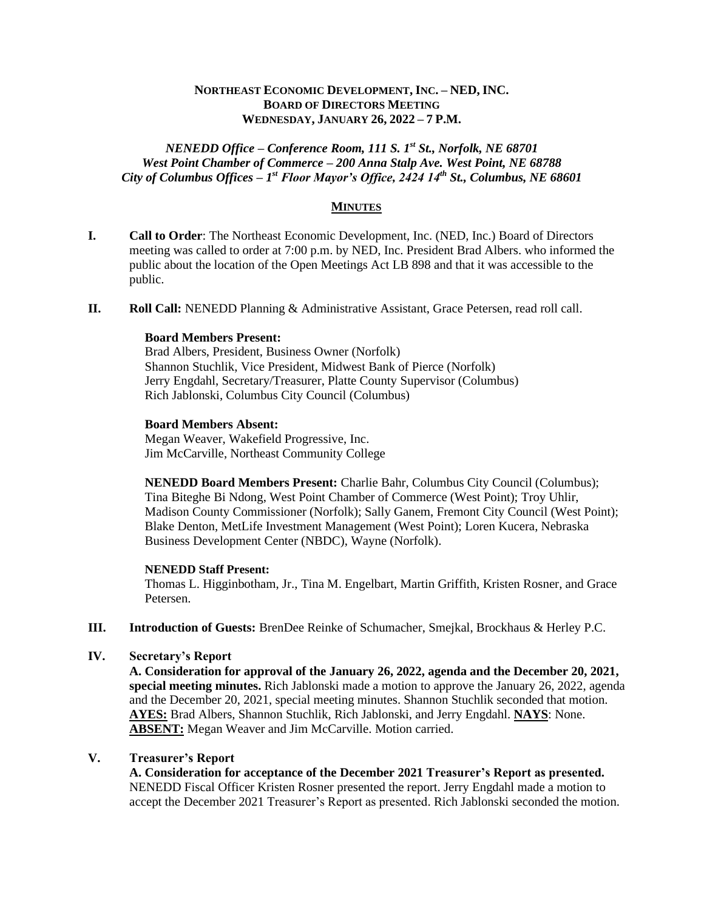**NORTHEAST ECONOMIC DEVELOPMENT, INC. – NED, INC.**
**BOARD OF DIRECTORS MEETING**
**WEDNESDAY, JANUARY 26, 2022 – 7 P.M.**

***NENEDD Office – Conference Room, 111 S. 1st St., Norfolk, NE 68701***
***West Point Chamber of Commerce – 200 Anna Stalp Ave. West Point, NE 68788***
***City of Columbus Offices – 1st Floor Mayor's Office, 2424 14th St., Columbus, NE 68601***

## MINUTES

**I. Call to Order**: The Northeast Economic Development, Inc. (NED, Inc.) Board of Directors meeting was called to order at 7:00 p.m. by NED, Inc. President Brad Albers. who informed the public about the location of the Open Meetings Act LB 898 and that it was accessible to the public.

**II. Roll Call:** NENEDD Planning & Administrative Assistant, Grace Petersen, read roll call.

**Board Members Present:**
Brad Albers, President, Business Owner (Norfolk)
Shannon Stuchlik, Vice President, Midwest Bank of Pierce (Norfolk)
Jerry Engdahl, Secretary/Treasurer, Platte County Supervisor (Columbus)
Rich Jablonski, Columbus City Council (Columbus)

**Board Members Absent:**
Megan Weaver, Wakefield Progressive, Inc.
Jim McCarville, Northeast Community College

**NENEDD Board Members Present:** Charlie Bahr, Columbus City Council (Columbus); Tina Biteghe Bi Ndong, West Point Chamber of Commerce (West Point); Troy Uhlir, Madison County Commissioner (Norfolk); Sally Ganem, Fremont City Council (West Point); Blake Denton, MetLife Investment Management (West Point); Loren Kucera, Nebraska Business Development Center (NBDC), Wayne (Norfolk).

**NENEDD Staff Present:**
Thomas L. Higginbotham, Jr., Tina M. Engelbart, Martin Griffith, Kristen Rosner, and Grace Petersen.

**III. Introduction of Guests:** BrenDee Reinke of Schumacher, Smejkal, Brockhaus & Herley P.C.

**IV. Secretary's Report**

**A. Consideration for approval of the January 26, 2022, agenda and the December 20, 2021, special meeting minutes.** Rich Jablonski made a motion to approve the January 26, 2022, agenda and the December 20, 2021, special meeting minutes. Shannon Stuchlik seconded that motion. **AYES:** Brad Albers, Shannon Stuchlik, Rich Jablonski, and Jerry Engdahl. **NAYS**: None. **ABSENT:** Megan Weaver and Jim McCarville. Motion carried.

**V. Treasurer's Report**

**A. Consideration for acceptance of the December 2021 Treasurer's Report as presented.** NENEDD Fiscal Officer Kristen Rosner presented the report. Jerry Engdahl made a motion to accept the December 2021 Treasurer's Report as presented. Rich Jablonski seconded the motion.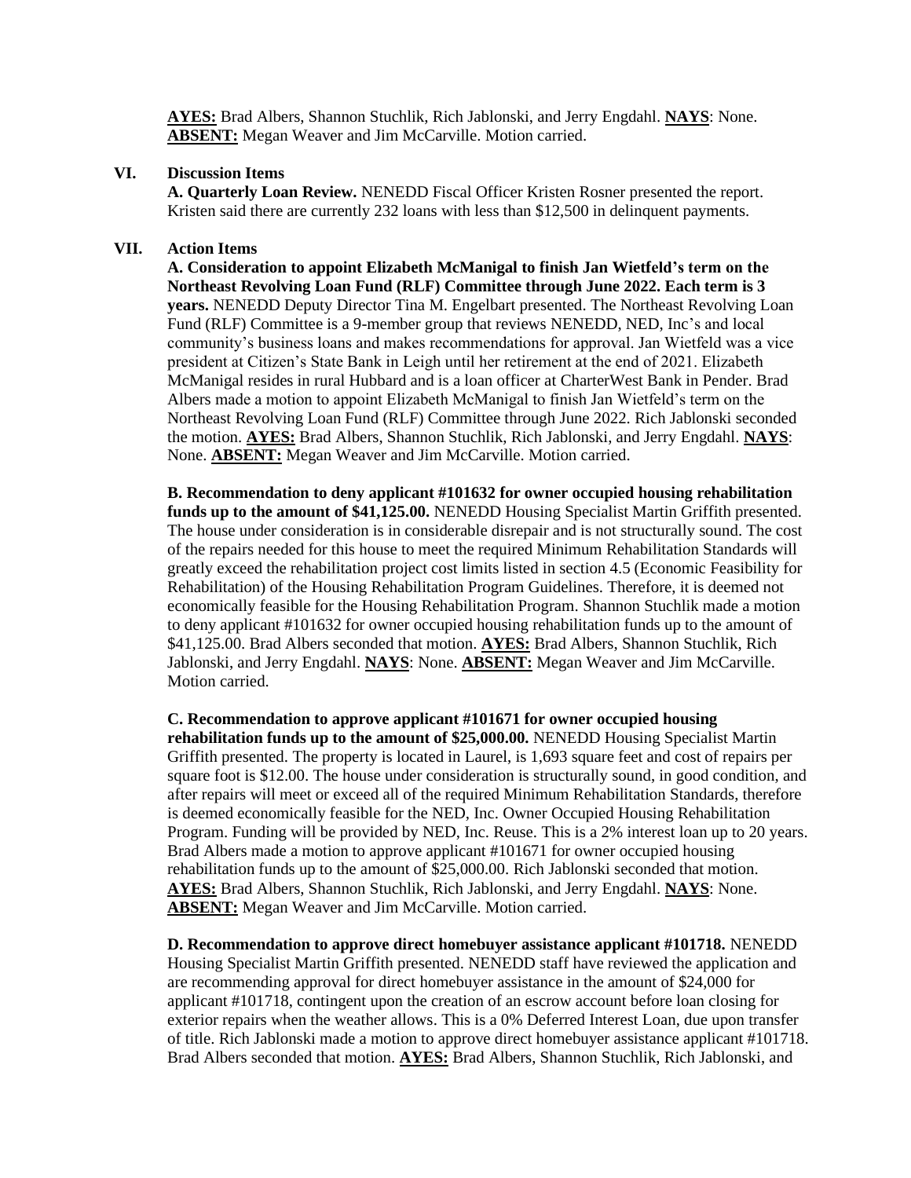**AYES:** Brad Albers, Shannon Stuchlik, Rich Jablonski, and Jerry Engdahl. **NAYS**: None. **ABSENT:** Megan Weaver and Jim McCarville. Motion carried.

## VI. Discussion Items

**A. Quarterly Loan Review.** NENEDD Fiscal Officer Kristen Rosner presented the report. Kristen said there are currently 232 loans with less than $12,500 in delinquent payments.

## VII. Action Items

**A. Consideration to appoint Elizabeth McManigal to finish Jan Wietfeld's term on the Northeast Revolving Loan Fund (RLF) Committee through June 2022. Each term is 3 years.** NENEDD Deputy Director Tina M. Engelbart presented. The Northeast Revolving Loan Fund (RLF) Committee is a 9-member group that reviews NENEDD, NED, Inc's and local community's business loans and makes recommendations for approval. Jan Wietfeld was a vice president at Citizen's State Bank in Leigh until her retirement at the end of 2021. Elizabeth McManigal resides in rural Hubbard and is a loan officer at CharterWest Bank in Pender. Brad Albers made a motion to appoint Elizabeth McManigal to finish Jan Wietfeld's term on the Northeast Revolving Loan Fund (RLF) Committee through June 2022. Rich Jablonski seconded the motion. **AYES:** Brad Albers, Shannon Stuchlik, Rich Jablonski, and Jerry Engdahl. **NAYS**: None. **ABSENT:** Megan Weaver and Jim McCarville. Motion carried.

**B. Recommendation to deny applicant #101632 for owner occupied housing rehabilitation funds up to the amount of $41,125.00.** NENEDD Housing Specialist Martin Griffith presented. The house under consideration is in considerable disrepair and is not structurally sound. The cost of the repairs needed for this house to meet the required Minimum Rehabilitation Standards will greatly exceed the rehabilitation project cost limits listed in section 4.5 (Economic Feasibility for Rehabilitation) of the Housing Rehabilitation Program Guidelines. Therefore, it is deemed not economically feasible for the Housing Rehabilitation Program. Shannon Stuchlik made a motion to deny applicant #101632 for owner occupied housing rehabilitation funds up to the amount of $41,125.00. Brad Albers seconded that motion. **AYES:** Brad Albers, Shannon Stuchlik, Rich Jablonski, and Jerry Engdahl. **NAYS**: None. **ABSENT:** Megan Weaver and Jim McCarville. Motion carried.

**C. Recommendation to approve applicant #101671 for owner occupied housing rehabilitation funds up to the amount of $25,000.00.** NENEDD Housing Specialist Martin Griffith presented. The property is located in Laurel, is 1,693 square feet and cost of repairs per square foot is $12.00. The house under consideration is structurally sound, in good condition, and after repairs will meet or exceed all of the required Minimum Rehabilitation Standards, therefore is deemed economically feasible for the NED, Inc. Owner Occupied Housing Rehabilitation Program. Funding will be provided by NED, Inc. Reuse. This is a 2% interest loan up to 20 years. Brad Albers made a motion to approve applicant #101671 for owner occupied housing rehabilitation funds up to the amount of $25,000.00. Rich Jablonski seconded that motion. **AYES:** Brad Albers, Shannon Stuchlik, Rich Jablonski, and Jerry Engdahl. **NAYS**: None. **ABSENT:** Megan Weaver and Jim McCarville. Motion carried.

**D. Recommendation to approve direct homebuyer assistance applicant #101718.** NENEDD Housing Specialist Martin Griffith presented. NENEDD staff have reviewed the application and are recommending approval for direct homebuyer assistance in the amount of $24,000 for applicant #101718, contingent upon the creation of an escrow account before loan closing for exterior repairs when the weather allows. This is a 0% Deferred Interest Loan, due upon transfer of title. Rich Jablonski made a motion to approve direct homebuyer assistance applicant #101718. Brad Albers seconded that motion. **AYES:** Brad Albers, Shannon Stuchlik, Rich Jablonski, and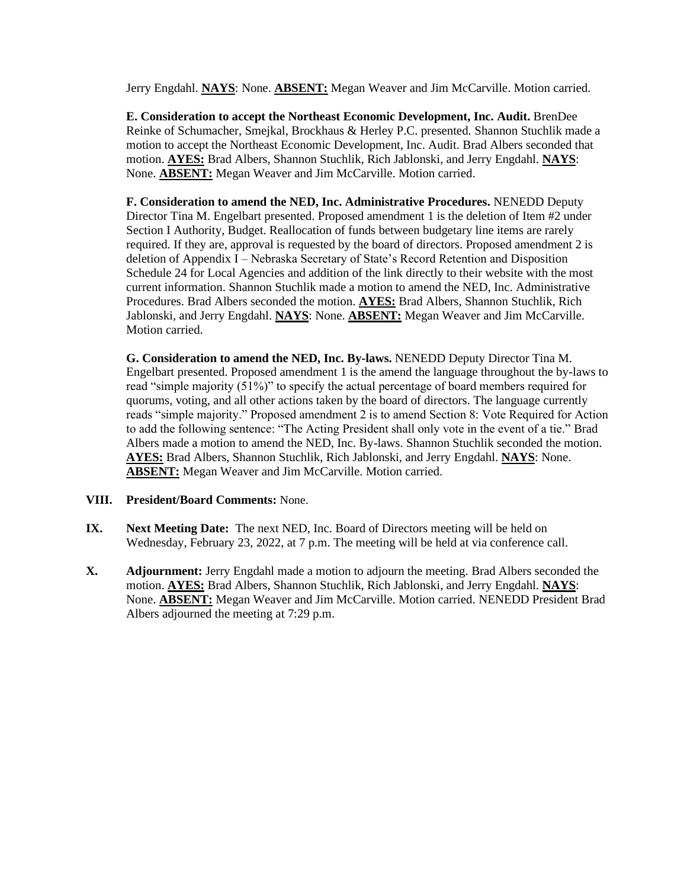Jerry Engdahl. **NAYS**: None. **ABSENT:** Megan Weaver and Jim McCarville. Motion carried.

**E. Consideration to accept the Northeast Economic Development, Inc. Audit.** BrenDee Reinke of Schumacher, Smejkal, Brockhaus & Herley P.C. presented. Shannon Stuchlik made a motion to accept the Northeast Economic Development, Inc. Audit. Brad Albers seconded that motion. **AYES:** Brad Albers, Shannon Stuchlik, Rich Jablonski, and Jerry Engdahl. **NAYS**: None. **ABSENT:** Megan Weaver and Jim McCarville. Motion carried.

**F. Consideration to amend the NED, Inc. Administrative Procedures.** NENEDD Deputy Director Tina M. Engelbart presented. Proposed amendment 1 is the deletion of Item #2 under Section I Authority, Budget. Reallocation of funds between budgetary line items are rarely required. If they are, approval is requested by the board of directors. Proposed amendment 2 is deletion of Appendix I – Nebraska Secretary of State's Record Retention and Disposition Schedule 24 for Local Agencies and addition of the link directly to their website with the most current information. Shannon Stuchlik made a motion to amend the NED, Inc. Administrative Procedures. Brad Albers seconded the motion. **AYES:** Brad Albers, Shannon Stuchlik, Rich Jablonski, and Jerry Engdahl. **NAYS**: None. **ABSENT:** Megan Weaver and Jim McCarville. Motion carried.

**G. Consideration to amend the NED, Inc. By-laws.** NENEDD Deputy Director Tina M. Engelbart presented. Proposed amendment 1 is the amend the language throughout the by-laws to read "simple majority (51%)" to specify the actual percentage of board members required for quorums, voting, and all other actions taken by the board of directors. The language currently reads "simple majority." Proposed amendment 2 is to amend Section 8: Vote Required for Action to add the following sentence: "The Acting President shall only vote in the event of a tie." Brad Albers made a motion to amend the NED, Inc. By-laws. Shannon Stuchlik seconded the motion. **AYES:** Brad Albers, Shannon Stuchlik, Rich Jablonski, and Jerry Engdahl. **NAYS**: None. **ABSENT:** Megan Weaver and Jim McCarville. Motion carried.

**VIII. President/Board Comments:** None.

**IX. Next Meeting Date:** The next NED, Inc. Board of Directors meeting will be held on Wednesday, February 23, 2022, at 7 p.m. The meeting will be held at via conference call.

**X. Adjournment:** Jerry Engdahl made a motion to adjourn the meeting. Brad Albers seconded the motion. **AYES:** Brad Albers, Shannon Stuchlik, Rich Jablonski, and Jerry Engdahl. **NAYS**: None. **ABSENT:** Megan Weaver and Jim McCarville. Motion carried. NENEDD President Brad Albers adjourned the meeting at 7:29 p.m.